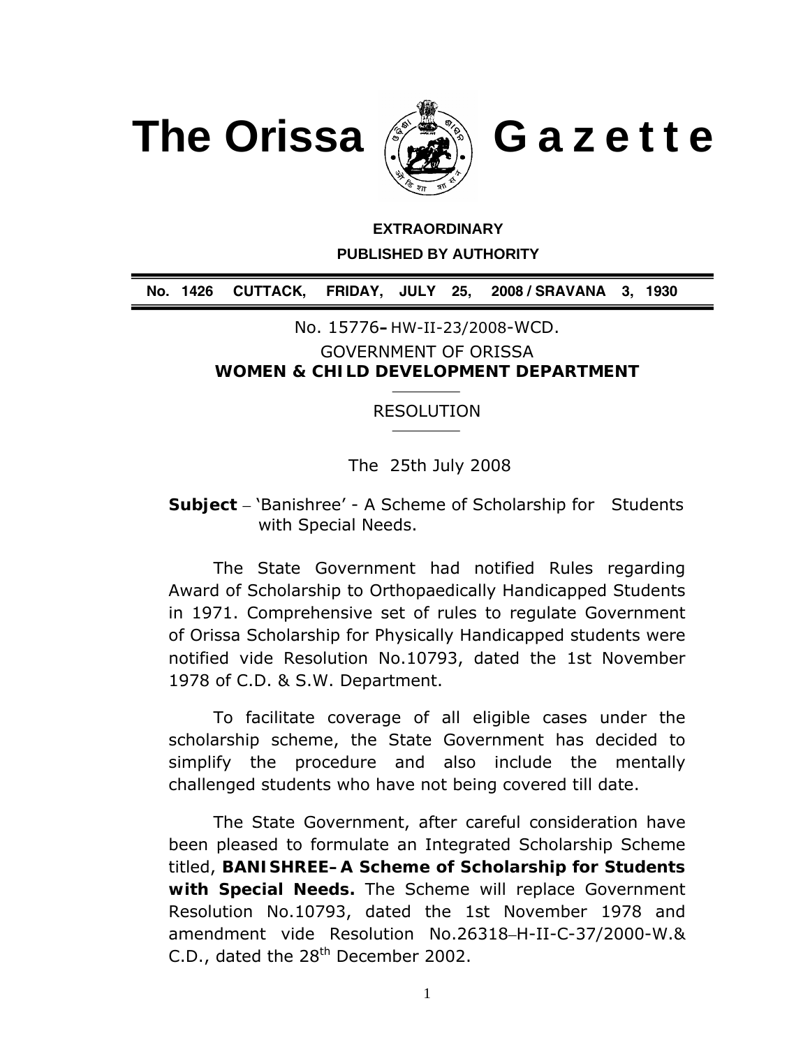# The Orissa Gazette

**EXTRAORDINARY**

**PUBLISHED BY AUTHORITY**

**No. 1426 CUTTACK, FRIDAY, JULY 25, 2008 / SRAVANA 3, 1930**

No. 15776– HW-II-23/2008-WCD.

GOVERNMENT OF ORISSA

**WOMEN & CHILD DEVELOPMENT DEPARTMENT**

RESOLUTION

The 25th July 2008

**Subject** – 'Banishree' - A Scheme of Scholarship for Students with Special Needs.

The State Government had notified Rules regarding Award of Scholarship to Orthopaedically Handicapped Students in 1971. Comprehensive set of rules to regulate Government of Orissa Scholarship for Physically Handicapped students were notified vide Resolution No.10793, dated the 1st November 1978 of C.D. & S.W. Department.

To facilitate coverage of all eligible cases under the scholarship scheme, the State Government has decided to simplify the procedure and also include the mentally challenged students who have not being covered till date.

The State Government, after careful consideration have been pleased to formulate an Integrated Scholarship Scheme titled, **BANISHREE– A Scheme of Scholarship for Students with Special Needs.** The Scheme will replace Government Resolution No.10793, dated the 1st November 1978 and amendment vide Resolution No.26318–H-II-C-37/2000-W.& C.D., dated the 28th December 2002.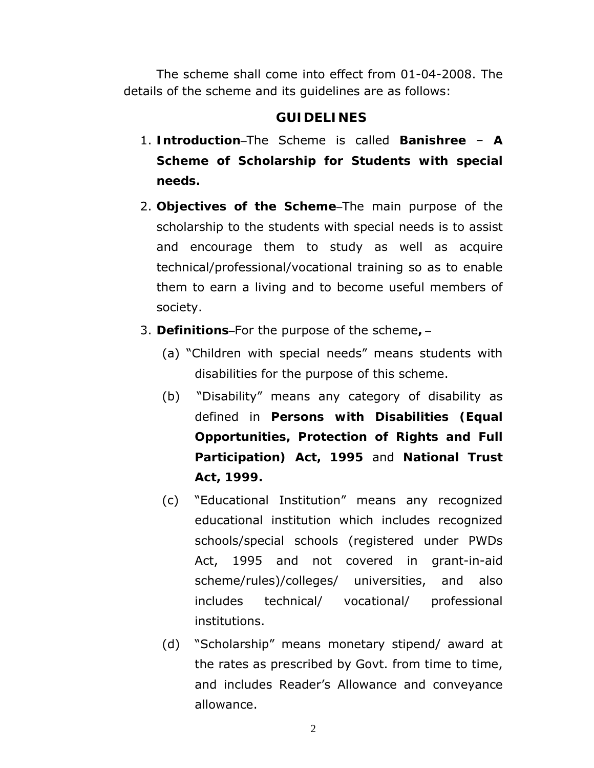The scheme shall come into effect from 01-04-2008. The details of the scheme and its guidelines are as follows:

## GUIDELINES

1. **Introduction**–The Scheme is called **Banishree – A Scheme of Scholarship for Students with special needs.**
2. **Objectives of the Scheme**–The main purpose of the scholarship to the students with special needs is to assist and encourage them to study as well as acquire technical/professional/vocational training so as to enable them to earn a living and to become useful members of society.
3. **Definitions**–For the purpose of the scheme**,** –
   - (a) "Children with special needs" means students with disabilities for the purpose of this scheme.
   - (b) "Disability" means any category of disability as defined in **Persons with Disabilities (Equal Opportunities, Protection of Rights and Full Participation) Act, 1995** and **National Trust Act, 1999.**
   - (c) "Educational Institution" means any recognized educational institution which includes recognized schools/special schools (registered under PWDs Act, 1995 and not covered in grant-in-aid scheme/rules)/colleges/ universities, and also includes technical/ vocational/ professional institutions.
   - (d) "Scholarship" means monetary stipend/ award at the rates as prescribed by Govt. from time to time, and includes Reader's Allowance and conveyance allowance.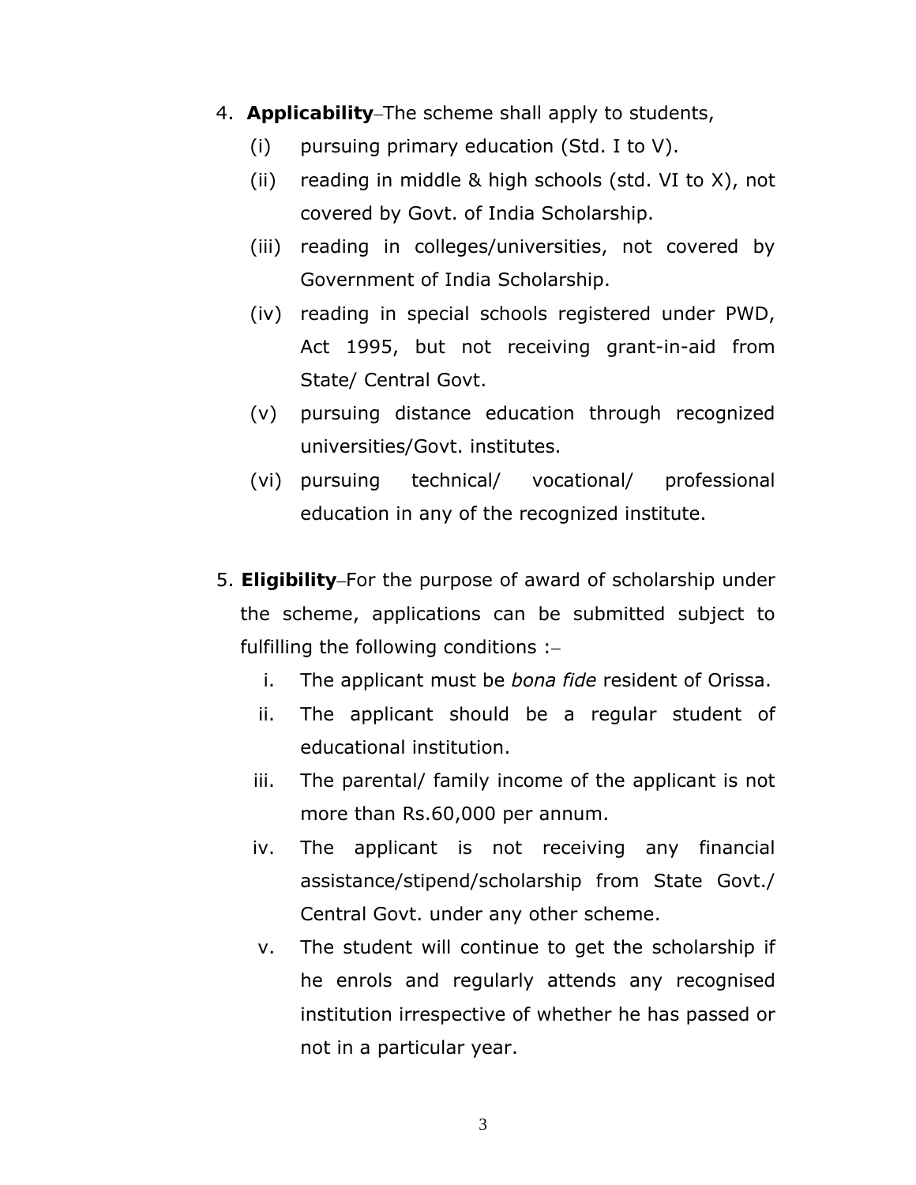4. **Applicability**–The scheme shall apply to students,

   (i) pursuing primary education (Std. I to V).

   (ii) reading in middle & high schools (std. VI to X), not covered by Govt. of India Scholarship.

   (iii) reading in colleges/universities, not covered by Government of India Scholarship.

   (iv) reading in special schools registered under PWD, Act 1995, but not receiving grant-in-aid from State/ Central Govt.

   (v) pursuing distance education through recognized universities/Govt. institutes.

   (vi) pursuing technical/ vocational/ professional education in any of the recognized institute.

5. **Eligibility**–For the purpose of award of scholarship under the scheme, applications can be submitted subject to fulfilling the following conditions :–

   i. The applicant must be *bona fide* resident of Orissa.

   ii. The applicant should be a regular student of educational institution.

   iii. The parental/ family income of the applicant is not more than Rs.60,000 per annum.

   iv. The applicant is not receiving any financial assistance/stipend/scholarship from State Govt./ Central Govt. under any other scheme.

   v. The student will continue to get the scholarship if he enrols and regularly attends any recognised institution irrespective of whether he has passed or not in a particular year.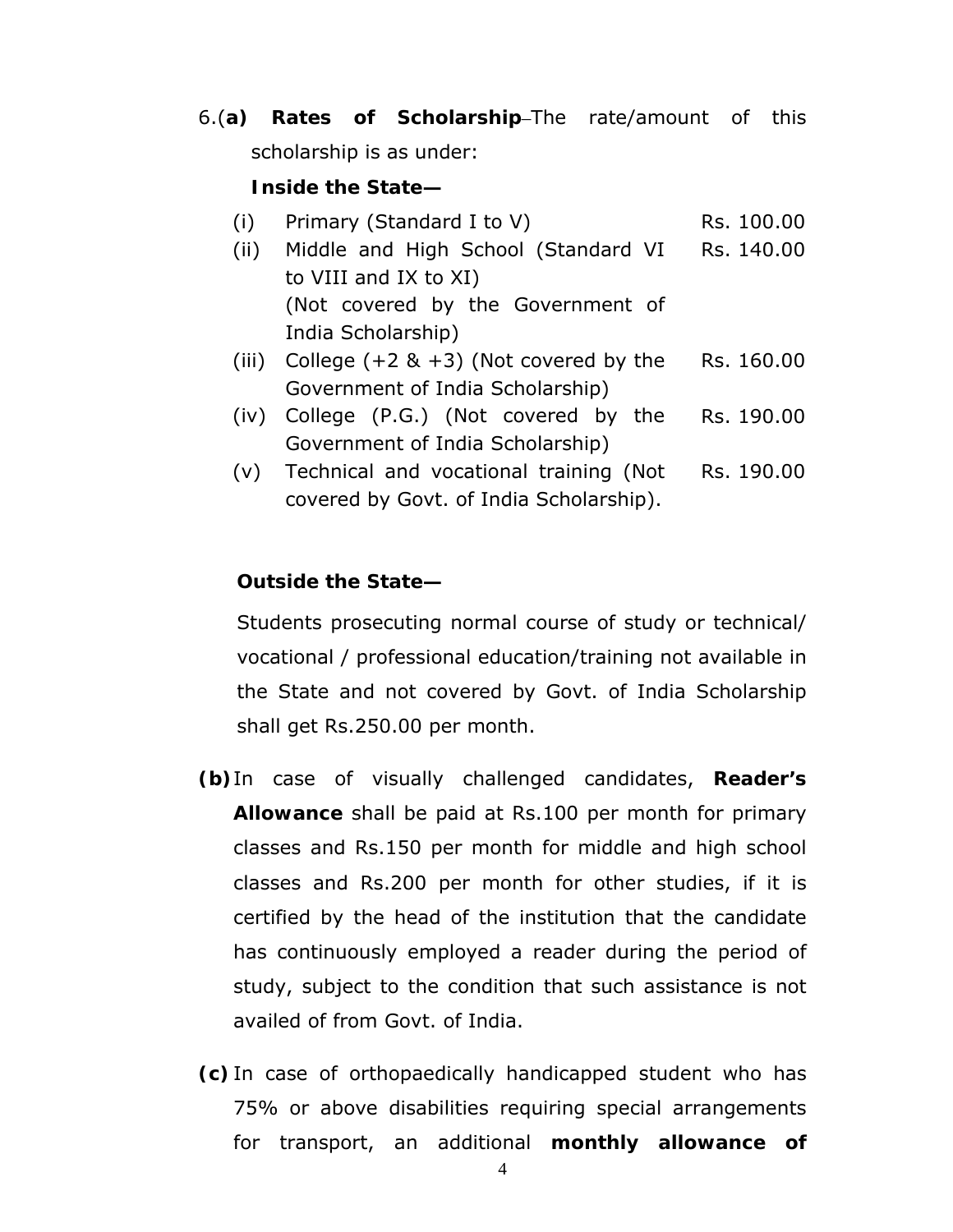6.(**a) Rates of Scholarship**–The rate/amount of this scholarship is as under:

**Inside the State—**

| | | |
|---|---|---|
| (i) | Primary (Standard I to V) | Rs. 100.00 |
| (ii) | Middle and High School (Standard VI to VIII and IX to XI) (Not covered by the Government of India Scholarship) | Rs. 140.00 |
| (iii) | College (+2 & +3) (Not covered by the Government of India Scholarship) | Rs. 160.00 |
| (iv) | College (P.G.) (Not covered by the Government of India Scholarship) | Rs. 190.00 |
| (v) | Technical and vocational training (Not covered by Govt. of India Scholarship). | Rs. 190.00 |

**Outside the State—**

Students prosecuting normal course of study or technical/ vocational / professional education/training not available in the State and not covered by Govt. of India Scholarship shall get Rs.250.00 per month.

**(b)** In case of visually challenged candidates, **Reader's Allowance** shall be paid at Rs.100 per month for primary classes and Rs.150 per month for middle and high school classes and Rs.200 per month for other studies, if it is certified by the head of the institution that the candidate has continuously employed a reader during the period of study, subject to the condition that such assistance is not availed of from Govt. of India.

**(c)** In case of orthopaedically handicapped student who has 75% or above disabilities requiring special arrangements for transport, an additional **monthly allowance of**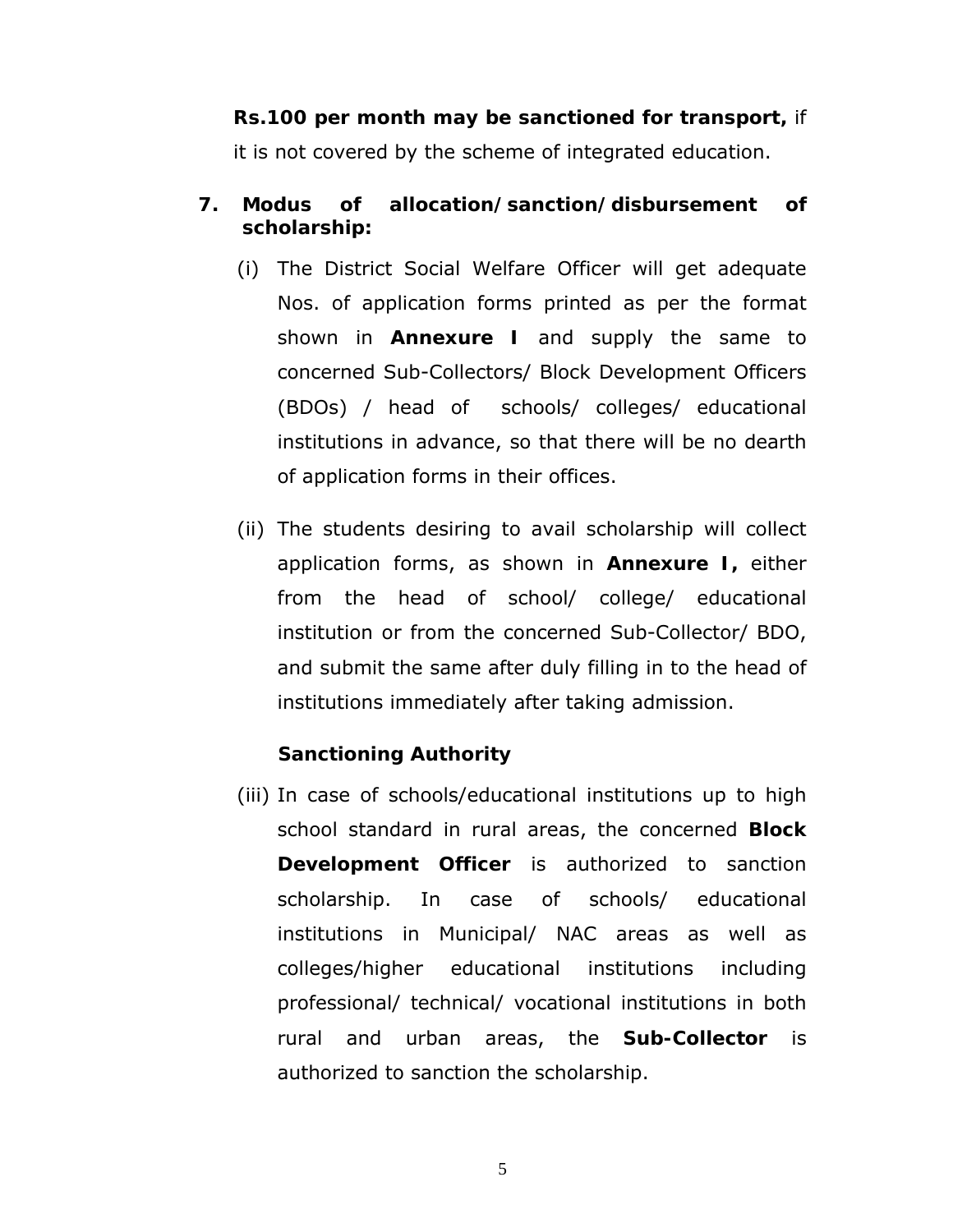**Rs.100 per month may be sanctioned for transport,** if it is not covered by the scheme of integrated education.

7. **Modus of allocation/sanction/disbursement of scholarship:**

   (i) The District Social Welfare Officer will get adequate Nos. of application forms printed as per the format shown in **Annexure I** and supply the same to concerned Sub-Collectors/ Block Development Officers (BDOs) / head of schools/ colleges/ educational institutions in advance, so that there will be no dearth of application forms in their offices.

   (ii) The students desiring to avail scholarship will collect application forms, as shown in **Annexure I,** either from the head of school/ college/ educational institution or from the concerned Sub-Collector/ BDO, and submit the same after duly filling in to the head of institutions immediately after taking admission.

   **Sanctioning Authority**

   (iii) In case of schools/educational institutions up to high school standard in rural areas, the concerned **Block Development Officer** is authorized to sanction scholarship. In case of schools/ educational institutions in Municipal/ NAC areas as well as colleges/higher educational institutions including professional/ technical/ vocational institutions in both rural and urban areas, the **Sub-Collector** is authorized to sanction the scholarship.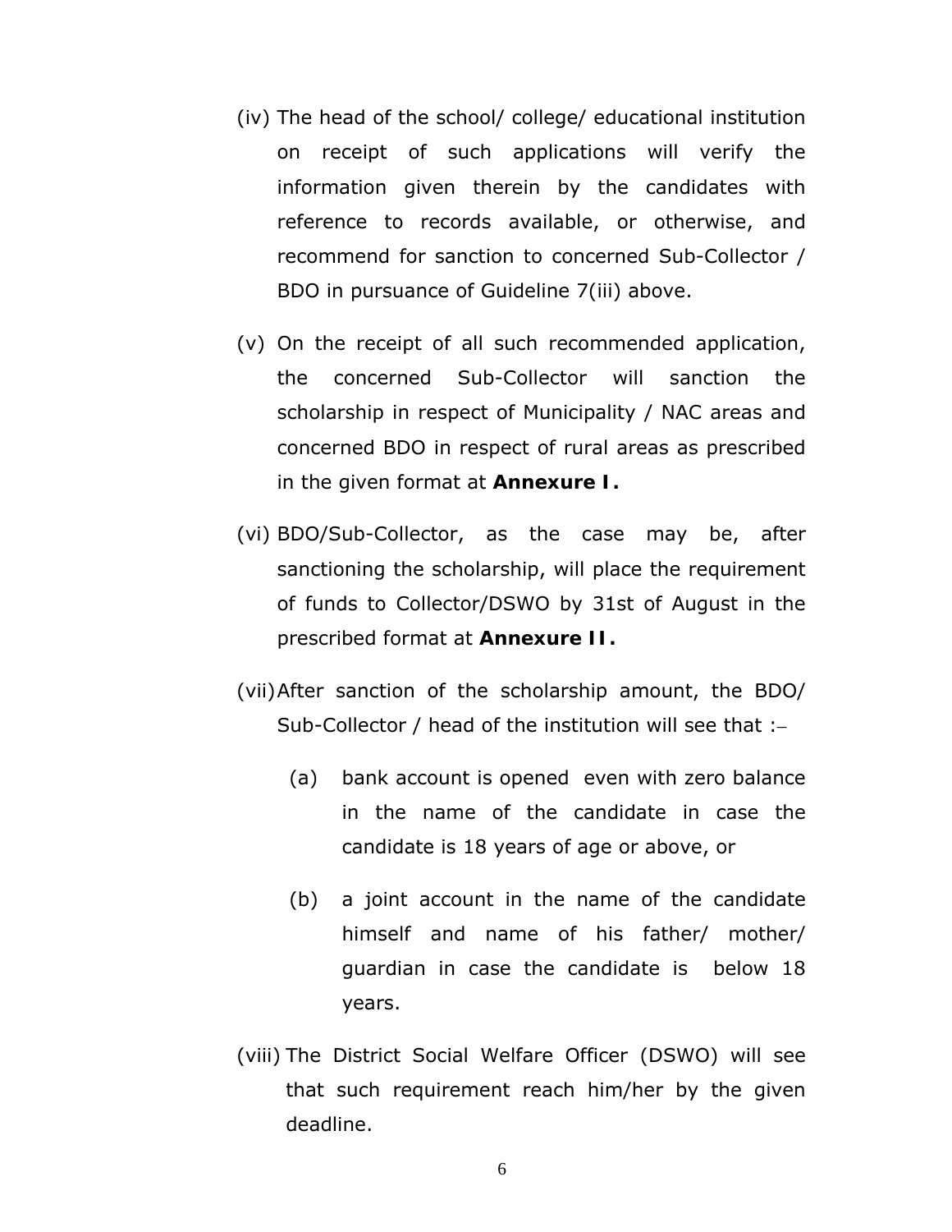(iv) The head of the school/ college/ educational institution on receipt of such applications will verify the information given therein by the candidates with reference to records available, or otherwise, and recommend for sanction to concerned Sub-Collector / BDO in pursuance of Guideline 7(iii) above.

(v) On the receipt of all such recommended application, the concerned Sub-Collector will sanction the scholarship in respect of Municipality / NAC areas and concerned BDO in respect of rural areas as prescribed in the given format at **Annexure I.**

(vi) BDO/Sub-Collector, as the case may be, after sanctioning the scholarship, will place the requirement of funds to Collector/DSWO by 31st of August in the prescribed format at **Annexure II.**

(vii) After sanction of the scholarship amount, the BDO/ Sub-Collector / head of the institution will see that :–

   (a) bank account is opened even with zero balance in the name of the candidate in case the candidate is 18 years of age or above, or

   (b) a joint account in the name of the candidate himself and name of his father/ mother/ guardian in case the candidate is below 18 years.

(viii) The District Social Welfare Officer (DSWO) will see that such requirement reach him/her by the given deadline.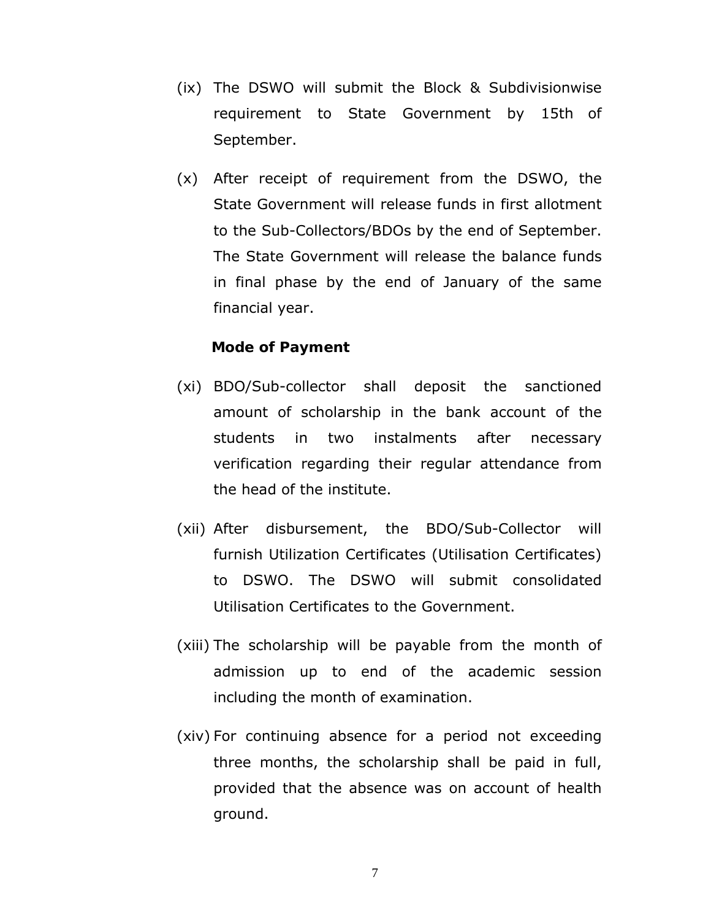(ix) The DSWO will submit the Block & Subdivisionwise requirement to State Government by 15th of September.

(x) After receipt of requirement from the DSWO, the State Government will release funds in first allotment to the Sub-Collectors/BDOs by the end of September. The State Government will release the balance funds in final phase by the end of January of the same financial year.

**Mode of Payment**

(xi) BDO/Sub-collector shall deposit the sanctioned amount of scholarship in the bank account of the students in two instalments after necessary verification regarding their regular attendance from the head of the institute.

(xii) After disbursement, the BDO/Sub-Collector will furnish Utilization Certificates (Utilisation Certificates) to DSWO. The DSWO will submit consolidated Utilisation Certificates to the Government.

(xiii) The scholarship will be payable from the month of admission up to end of the academic session including the month of examination.

(xiv) For continuing absence for a period not exceeding three months, the scholarship shall be paid in full, provided that the absence was on account of health ground.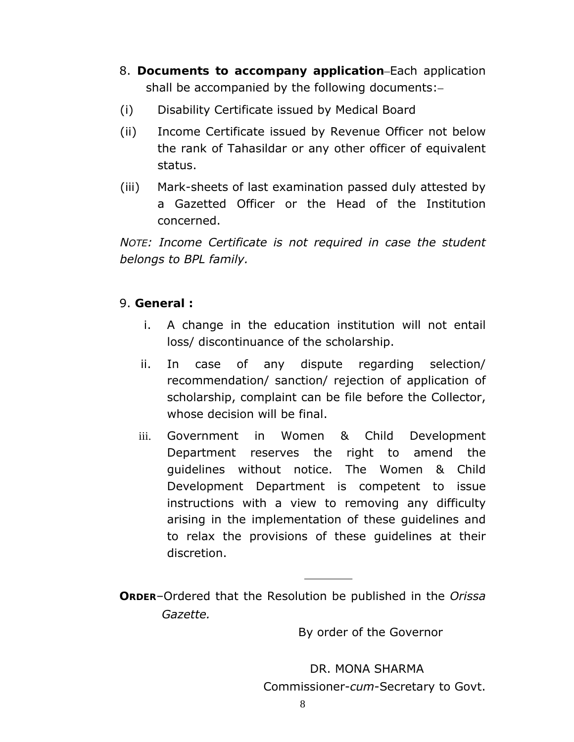8. **Documents to accompany application**–Each application shall be accompanied by the following documents:–

(i) Disability Certificate issued by Medical Board

(ii) Income Certificate issued by Revenue Officer not below the rank of Tahasildar or any other officer of equivalent status.

(iii) Mark-sheets of last examination passed duly attested by a Gazetted Officer or the Head of the Institution concerned.

*NOTE: Income Certificate is not required in case the student belongs to BPL family.*

9. **General :**

i. A change in the education institution will not entail loss/ discontinuance of the scholarship.

ii. In case of any dispute regarding selection/ recommendation/ sanction/ rejection of application of scholarship, complaint can be file before the Collector, whose decision will be final.

iii. Government in Women & Child Development Department reserves the right to amend the guidelines without notice. The Women & Child Development Department is competent to issue instructions with a view to removing any difficulty arising in the implementation of these guidelines and to relax the provisions of these guidelines at their discretion.

---

**ORDER**–Ordered that the Resolution be published in the *Orissa Gazette.*

By order of the Governor

DR. MONA SHARMA
Commissioner-*cum*-Secretary to Govt.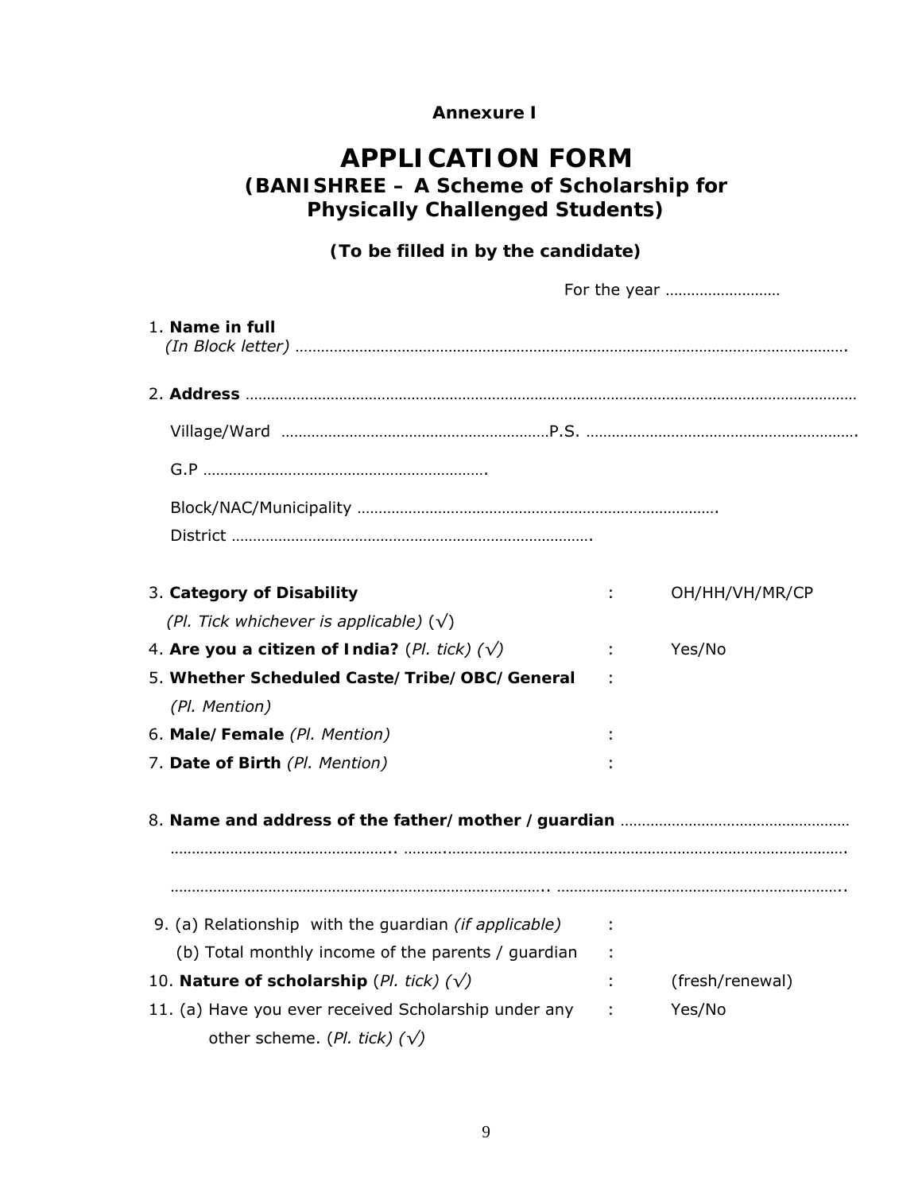**Annexure I**

# APPLICATION FORM

## (BANISHREE – A Scheme of Scholarship for Physically Challenged Students)

**(To be filled in by the candidate)**

For the year ………………………

1. **Name in full**
   *(In Block letter)* ………………………………………………………………………………………………………………….

2. **Address** ……………………………………………………………………………………………………………………………

   Village/Ward ………………………………………………………P.S. ……………………………………………………….

   G.P ………………………………………………………….

   Block/NAC/Municipality …………………………………………………………………………….

   District ………………………………………………………………………….

3. **Category of Disability** *(Pl. Tick whichever is applicable)* (√) : OH/HH/VH/MR/CP

4. **Are you a citizen of India?** (*Pl. tick) (√)* : Yes/No

5. **Whether Scheduled Caste/Tribe/OBC/General** *(Pl. Mention)* :

6. **Male/Female** *(Pl. Mention)* :

7. **Date of Birth** *(Pl. Mention)* :

8. **Name and address of the father/mother /guardian** ………………………………………………
   ………………………………………….. ……..……………………………………………………………………………….
   ……………………………………………………………………….. …………………………………………………………..

9. (a) Relationship with the guardian *(if applicable)* :
   (b) Total monthly income of the parents / guardian :

10. **Nature of scholarship** (*Pl. tick) (√)* : (fresh/renewal)

11. (a) Have you ever received Scholarship under any other scheme. (*Pl. tick) (√)* : Yes/No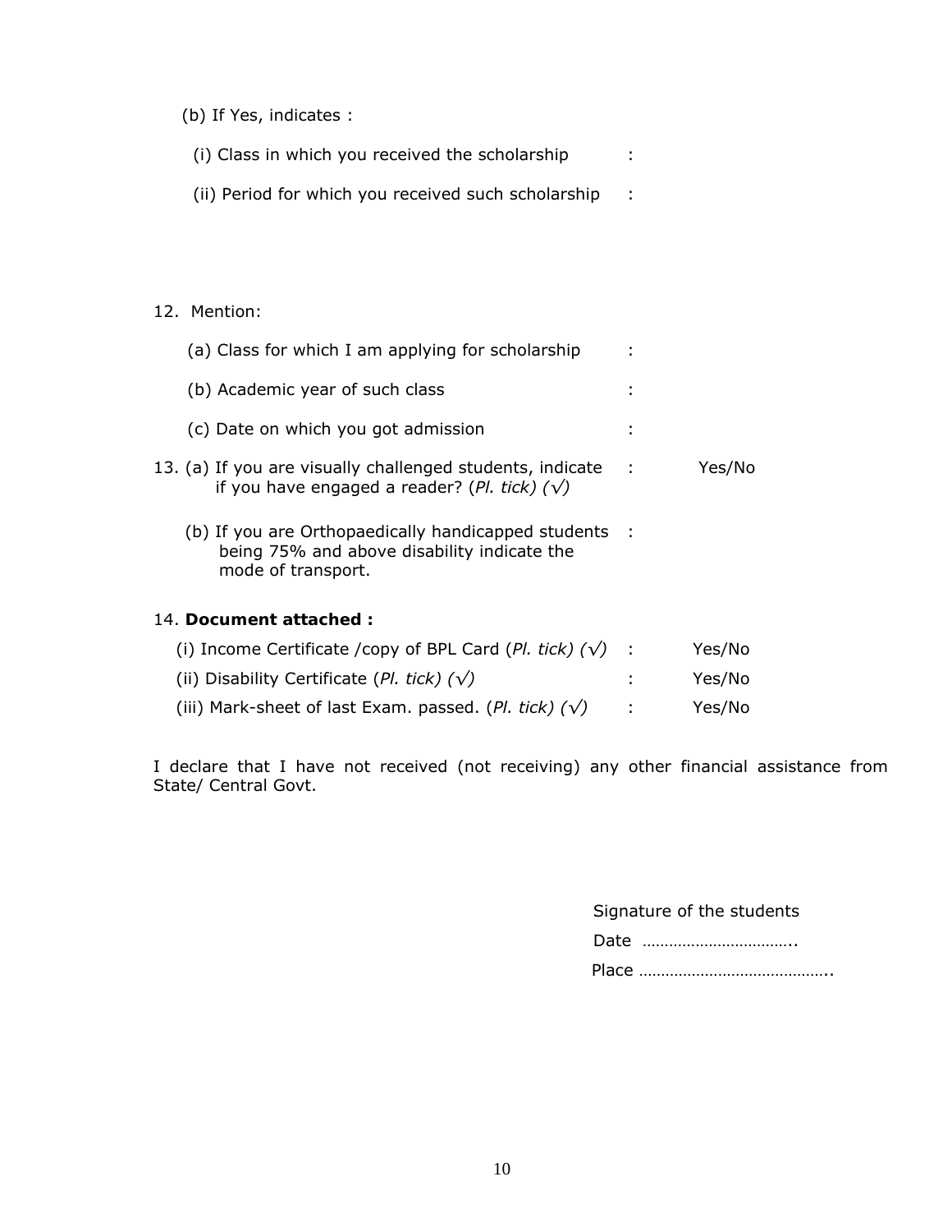(b) If Yes, indicates :

(i) Class in which you received the scholarship :

(ii) Period for which you received such scholarship :

12. Mention:

(a) Class for which I am applying for scholarship :

(b) Academic year of such class :

(c) Date on which you got admission :

13. (a) If you are visually challenged students, indicate if you have engaged a reader? (*Pl. tick) (√)* : Yes/No

(b) If you are Orthopaedically handicapped students being 75% and above disability indicate the mode of transport. :

14. **Document attached :**

(i) Income Certificate /copy of BPL Card (*Pl. tick) (√)* : Yes/No

(ii) Disability Certificate (*Pl. tick) (√)* : Yes/No

(iii) Mark-sheet of last Exam. passed. (*Pl. tick) (√)* : Yes/No

I declare that I have not received (not receiving) any other financial assistance from State/ Central Govt.

Signature of the students

Date ……………………………..

Place ……………………………………..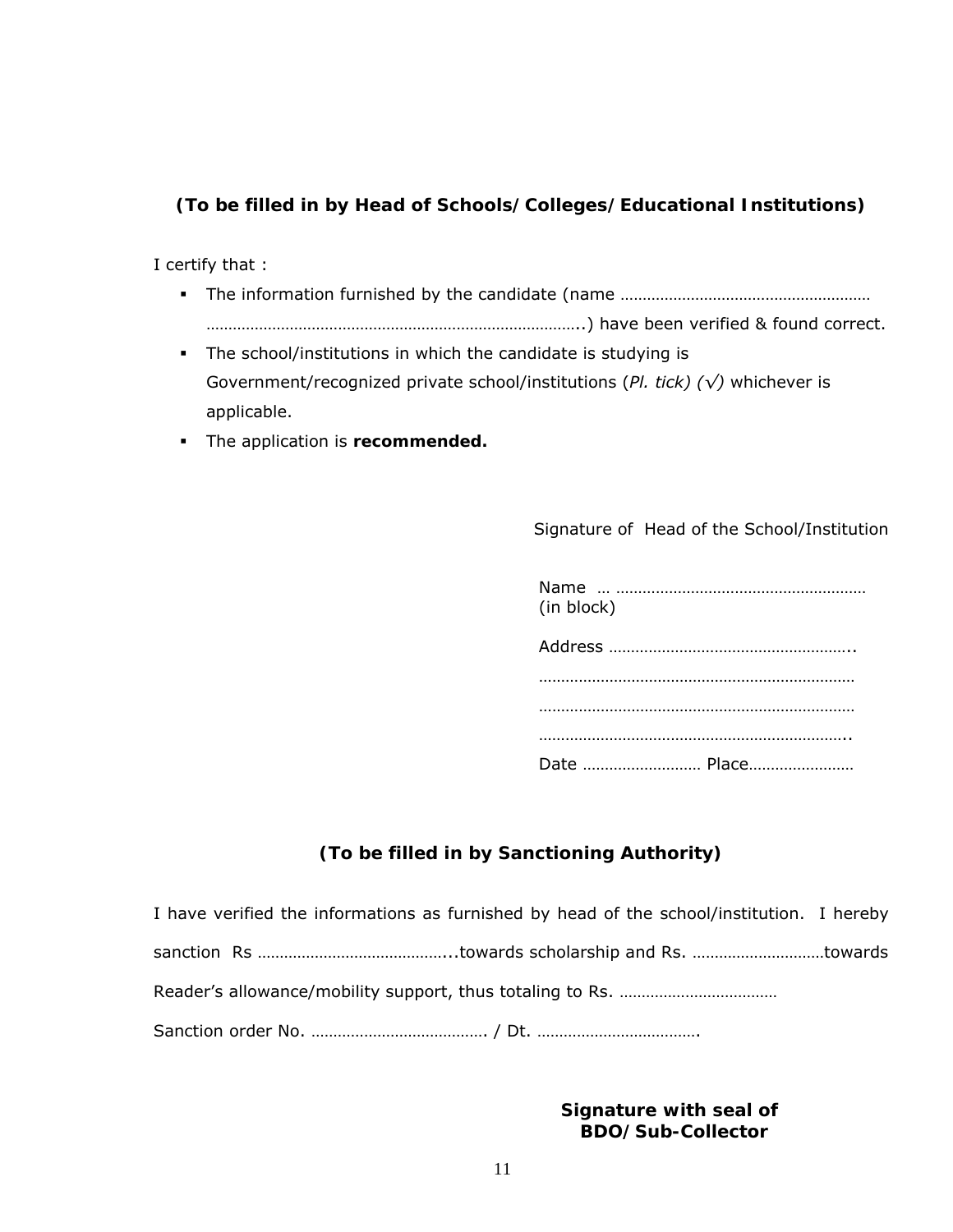**(To be filled in by Head of Schools/Colleges/Educational Institutions)**

I certify that :

- The information furnished by the candidate (name ………………………………………………… ……………………………………………………………………..) have been verified & found correct.
- The school/institutions in which the candidate is studying is Government/recognized private school/institutions (*Pl. tick) (√)* whichever is applicable.
- The application is **recommended.**

Signature of Head of the School/Institution

Name … …………………………………………………
(in block)

Address ………………………………………………..
………………………………………………………………
………………………………………………………………
……………………………………………………………..

Date ……………………… Place……………………

**(To be filled in by Sanctioning Authority)**

I have verified the informations as furnished by head of the school/institution. I hereby sanction Rs ……………………………………...towards scholarship and Rs. ………………………… towards Reader's allowance/mobility support, thus totaling to Rs. ………………………………
Sanction order No. …………………………………. / Dt. ……………………………….

**Signature with seal of BDO/Sub-Collector**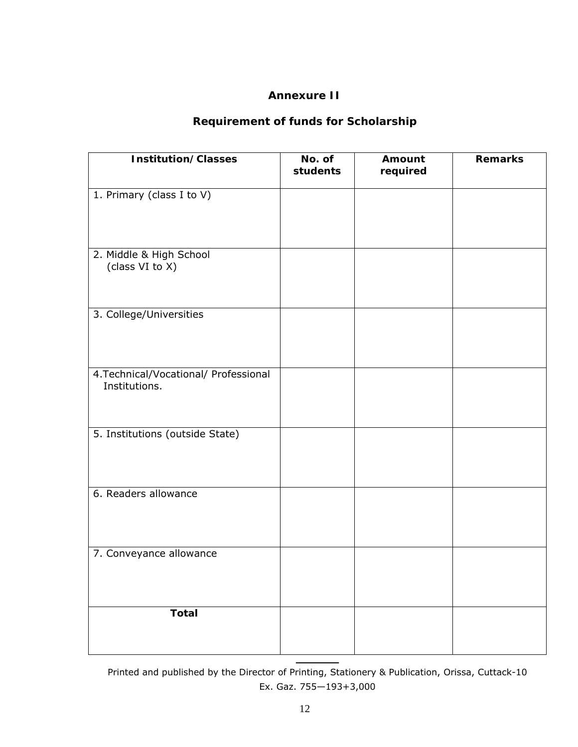## Annexure II

## Requirement of funds for Scholarship

| Institution/Classes | No. of students | Amount required | Remarks |
|---|---|---|---|
| 1. Primary (class I to V) | | | |
| 2. Middle & High School (class VI to X) | | | |
| 3. College/Universities | | | |
| 4. Technical/Vocational/ Professional Institutions. | | | |
| 5. Institutions (outside State) | | | |
| 6. Readers allowance | | | |
| 7. Conveyance allowance | | | |
| **Total** | | | |

Printed and published by the Director of Printing, Stationery & Publication, Orissa, Cuttack-10
Ex. Gaz. 755—193+3,000